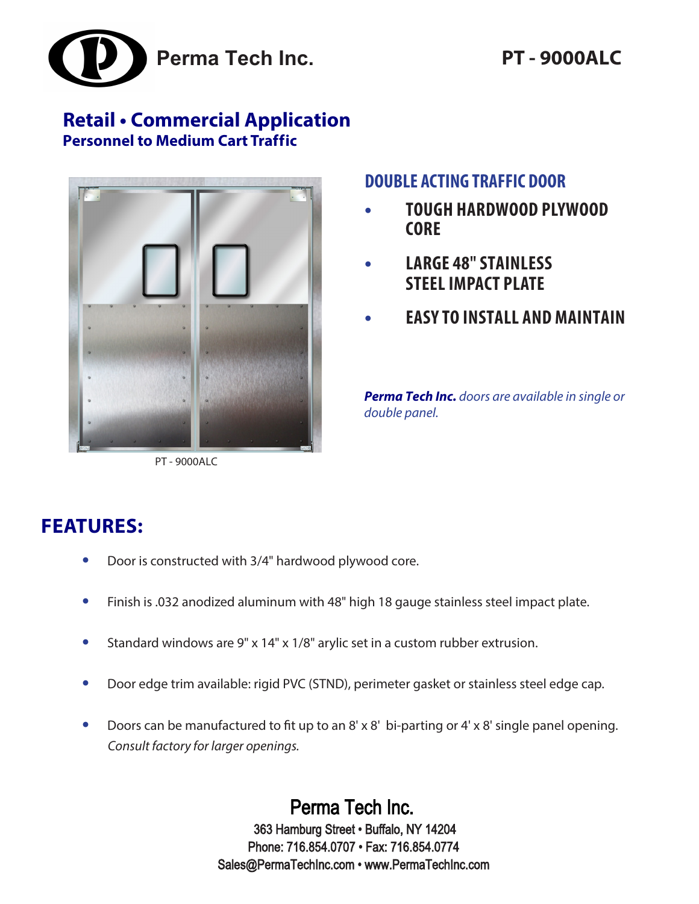# Perma Tech Inc.

**PT - 9000ALC**

## Retail • Commercial Application

**Personnel to Medium Cart Traffic**

PT - 9000ALC

### DOUBLE ACTING TRAFFIC DOOR

- **TOUGH HARDWOOD PLYWOOD CORE**
- **LARGE 48" STAINLESS STEEL IMPACT PLATE**
- **EASY TO INSTALL AND MAINTAIN**

***Perma Tech Inc.*** *doors are available in single or double panel.*

## FEATURES:

- Door is constructed with 3/4" hardwood plywood core.
- Finish is .032 anodized aluminum with 48" high 18 gauge stainless steel impact plate.
- Standard windows are 9" x 14" x 1/8" arylic set in a custom rubber extrusion.
- Door edge trim available: rigid PVC (STND), perimeter gasket or stainless steel edge cap.
- Doors can be manufactured to fit up to an 8' x 8' bi-parting or 4' x 8' single panel opening. *Consult factory for larger openings.*

Perma Tech Inc.
363 Hamburg Street • Buffalo, NY 14204
Phone: 716.854.0707 • Fax: 716.854.0774
Sales@PermaTechInc.com • www.PermaTechInc.com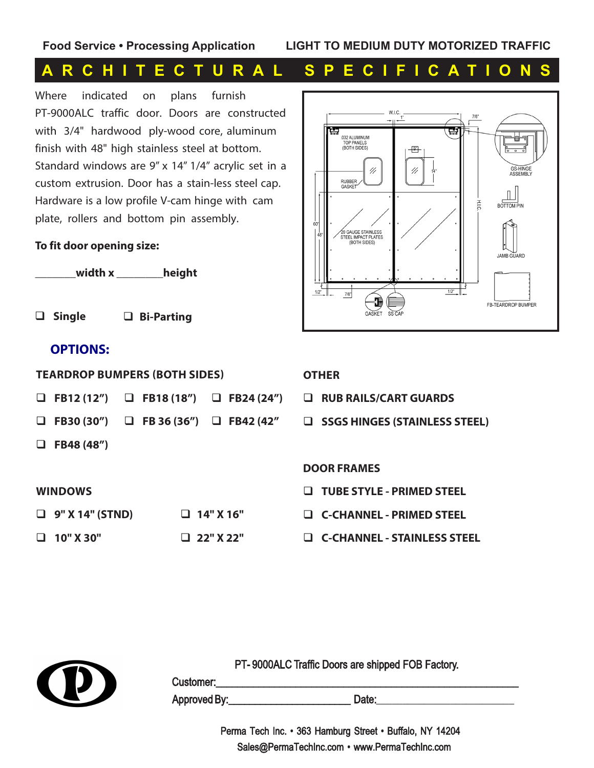Food Service • Processing Application    LIGHT TO MEDIUM DUTY MOTORIZED TRAFFIC

# ARCHITECTURAL SPECIFICATIONS

Where indicated on plans furnish PT-9000ALC traffic door. Doors are constructed with 3/4" hardwood ply-wood core, aluminum finish with 48" high stainless steel at bottom. Standard windows are 9" x 14" 1/4" acrylic set in a custom extrusion. Door has a stain-less steel cap. Hardware is a low profile V-cam hinge with cam plate, rollers and bottom pin assembly.

**To fit door opening size:**

**_______width x ________height**

❑ **Single**    ❑ **Bi-Parting**

W.I.C.
1"
7/8"
.032 ALUMINUM TOP PANELS (BOTH SIDES)
9"
14"
RUBBER GASKET
GS-HINGE ASSEMBLY
H.T.O.
BOTTOM PIN
60"
48"
20 GAUGE STAINLESS STEEL IMPACT PLATES (BOTH SIDES)
JAMB GUARD
1/2"
7/8"
1/2"
GASKET
SS CAP
FB-TEARDROP BUMPER

## OPTIONS:

### TEARDROP BUMPERS (BOTH SIDES)

❑ **FB12 (12")**  ❑ **FB18 (18")**  ❑ **FB24 (24")**

❑ **FB30 (30")**  ❑ **FB 36 (36")**  ❑ **FB42 (42"**

❑ **FB48 (48")**

### WINDOWS

❑ **9" X 14" (STND)**  ❑ **14" X 16"**

❑ **10" X 30"**  ❑ **22" X 22"**

### OTHER

❑ **RUB RAILS/CART GUARDS**

❑ **SSGS HINGES (STAINLESS STEEL)**

### DOOR FRAMES

❑ **TUBE STYLE - PRIMED STEEL**

❑ **C-CHANNEL - PRIMED STEEL**

❑ **C-CHANNEL - STAINLESS STEEL**

PT- 9000ALC Traffic Doors are shipped FOB Factory.

Customer:_______________________________________________

Approved By:______________________ Date:______________________

Perma Tech Inc. • 363 Hamburg Street • Buffalo, NY 14204
Sales@PermaTechInc.com • www.PermaTechInc.com